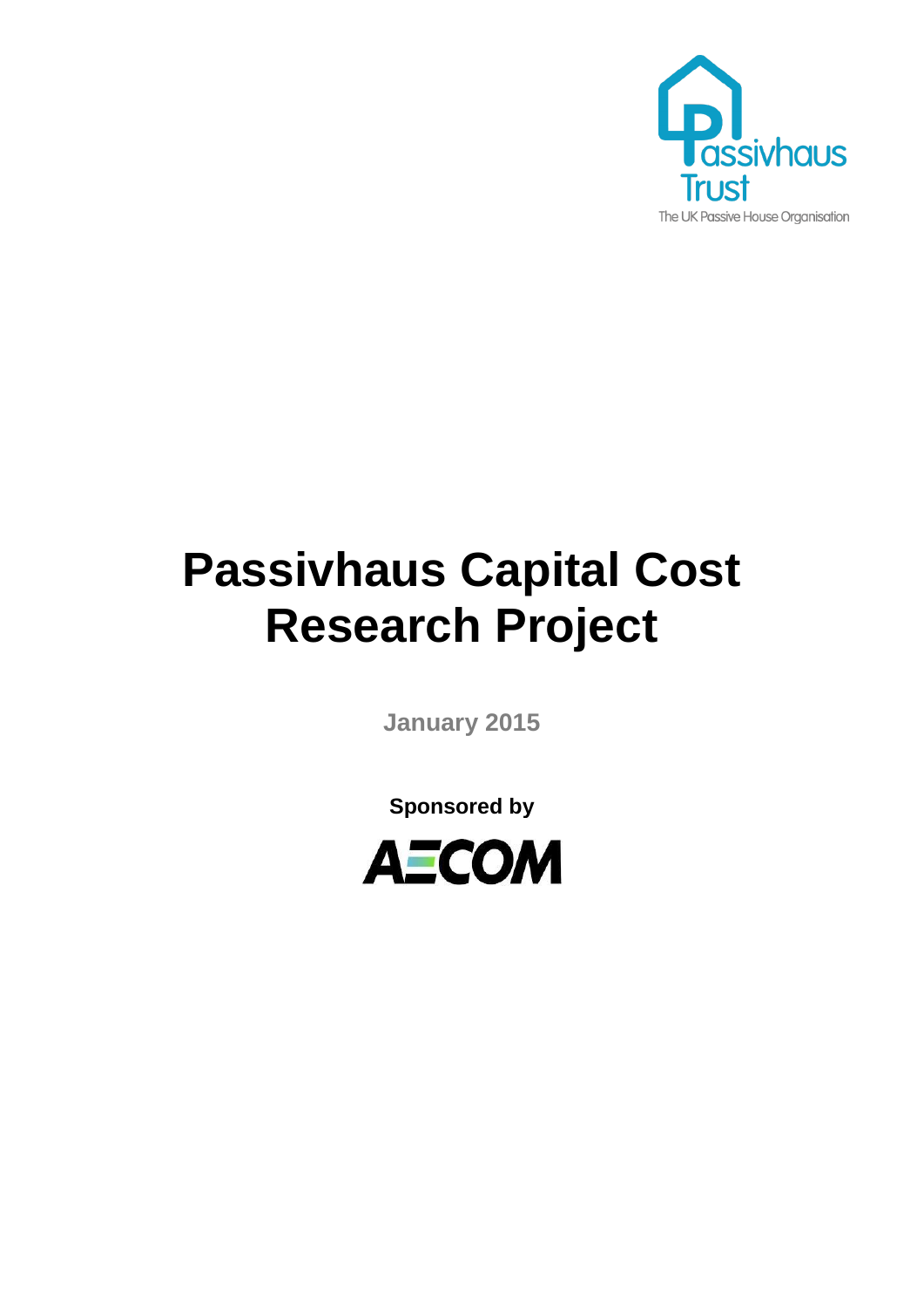Passivhaus Trust

The UK Passive House Organisation

# Passivhaus Capital Cost Research Project

January 2015

**Sponsored by**

AECOM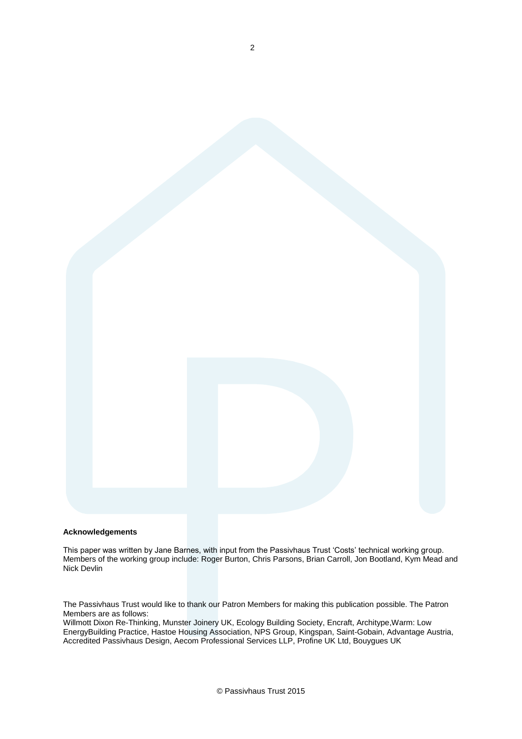**Acknowledgements**

This paper was written by Jane Barnes, with input from the Passivhaus Trust 'Costs' technical working group. Members of the working group include: Roger Burton, Chris Parsons, Brian Carroll, Jon Bootland, Kym Mead and Nick Devlin

The Passivhaus Trust would like to thank our Patron Members for making this publication possible. The Patron Members are as follows:
Willmott Dixon Re-Thinking, Munster Joinery UK, Ecology Building Society, Encraft, Architype,Warm: Low EnergyBuilding Practice, Hastoe Housing Association, NPS Group, Kingspan, Saint-Gobain, Advantage Austria, Accredited Passivhaus Design, Aecom Professional Services LLP, Profine UK Ltd, Bouygues UK

© Passivhaus Trust 2015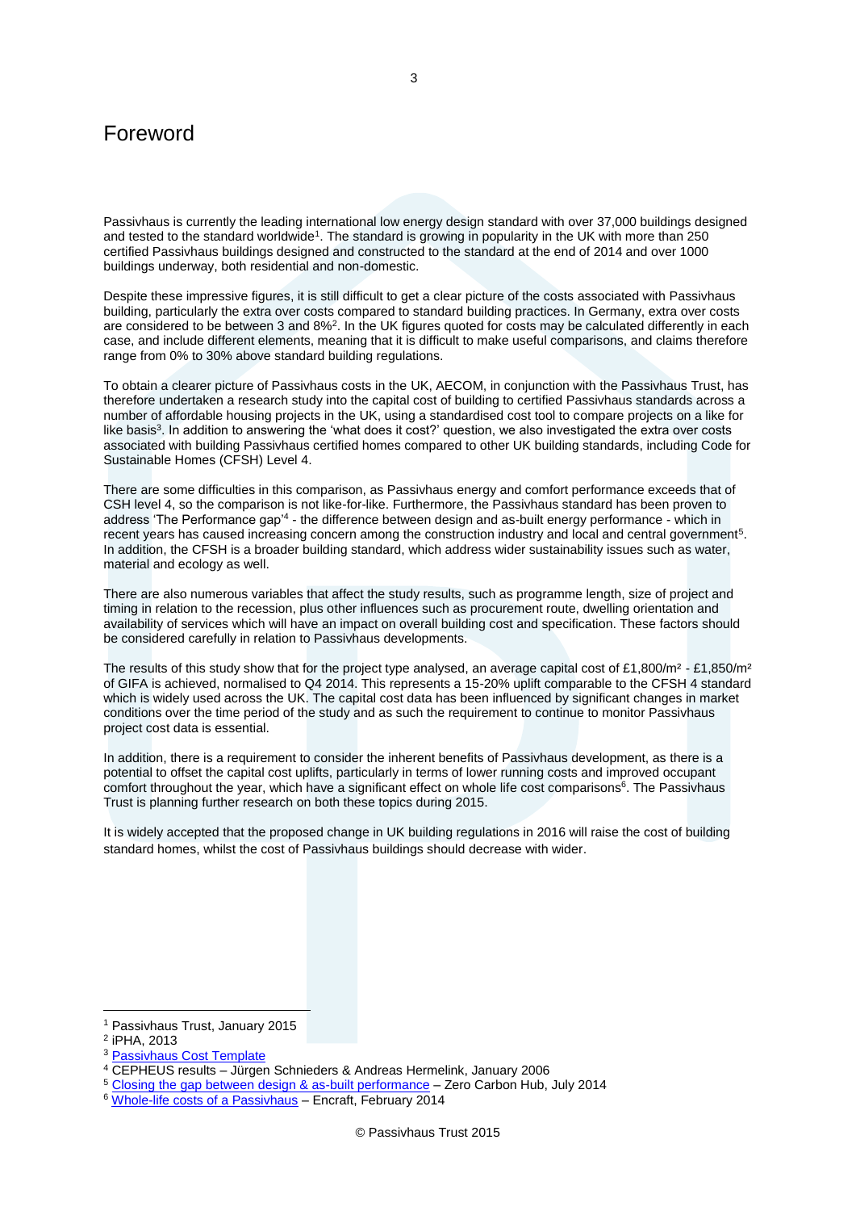# Foreword

Passivhaus is currently the leading international low energy design standard with over 37,000 buildings designed and tested to the standard worldwide[1]. The standard is growing in popularity in the UK with more than 250 certified Passivhaus buildings designed and constructed to the standard at the end of 2014 and over 1000 buildings underway, both residential and non-domestic.

Despite these impressive figures, it is still difficult to get a clear picture of the costs associated with Passivhaus building, particularly the extra over costs compared to standard building practices. In Germany, extra over costs are considered to be between 3 and 8%[2]. In the UK figures quoted for costs may be calculated differently in each case, and include different elements, meaning that it is difficult to make useful comparisons, and claims therefore range from 0% to 30% above standard building regulations.

To obtain a clearer picture of Passivhaus costs in the UK, AECOM, in conjunction with the Passivhaus Trust, has therefore undertaken a research study into the capital cost of building to certified Passivhaus standards across a number of affordable housing projects in the UK, using a standardised cost tool to compare projects on a like for like basis[3]. In addition to answering the 'what does it cost?' question, we also investigated the extra over costs associated with building Passivhaus certified homes compared to other UK building standards, including Code for Sustainable Homes (CFSH) Level 4.

There are some difficulties in this comparison, as Passivhaus energy and comfort performance exceeds that of CSH level 4, so the comparison is not like-for-like. Furthermore, the Passivhaus standard has been proven to address 'The Performance gap'[4] - the difference between design and as-built energy performance - which in recent years has caused increasing concern among the construction industry and local and central government[5]. In addition, the CFSH is a broader building standard, which address wider sustainability issues such as water, material and ecology as well.

There are also numerous variables that affect the study results, such as programme length, size of project and timing in relation to the recession, plus other influences such as procurement route, dwelling orientation and availability of services which will have an impact on overall building cost and specification. These factors should be considered carefully in relation to Passivhaus developments.

The results of this study show that for the project type analysed, an average capital cost of £1,800/m² - £1,850/m² of GIFA is achieved, normalised to Q4 2014. This represents a 15-20% uplift comparable to the CFSH 4 standard which is widely used across the UK. The capital cost data has been influenced by significant changes in market conditions over the time period of the study and as such the requirement to continue to monitor Passivhaus project cost data is essential.

In addition, there is a requirement to consider the inherent benefits of Passivhaus development, as there is a potential to offset the capital cost uplifts, particularly in terms of lower running costs and improved occupant comfort throughout the year, which have a significant effect on whole life cost comparisons[6]. The Passivhaus Trust is planning further research on both these topics during 2015.

It is widely accepted that the proposed change in UK building regulations in 2016 will raise the cost of building standard homes, whilst the cost of Passivhaus buildings should decrease with wider.

---

[1] Passivhaus Trust, January 2015
[2] iPHA, 2013
[3] Passivhaus Cost Template
[4] CEPHEUS results – Jürgen Schnieders & Andreas Hermelink, January 2006
[5] Closing the gap between design & as-built performance – Zero Carbon Hub, July 2014
[6] Whole-life costs of a Passivhaus – Encraft, February 2014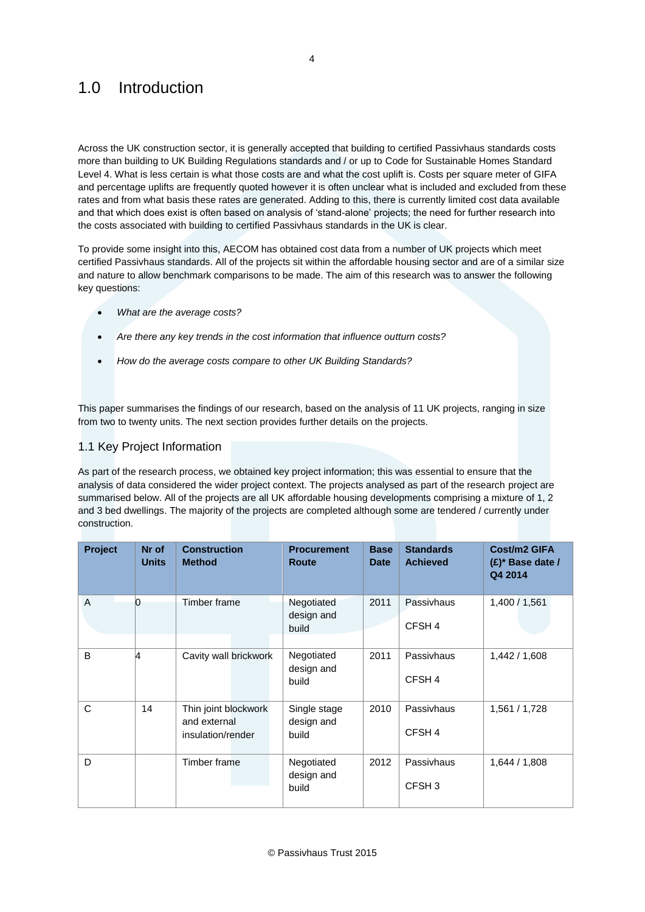# 1.0 Introduction

Across the UK construction sector, it is generally accepted that building to certified Passivhaus standards costs more than building to UK Building Regulations standards and / or up to Code for Sustainable Homes Standard Level 4. What is less certain is what those costs are and what the cost uplift is. Costs per square meter of GIFA and percentage uplifts are frequently quoted however it is often unclear what is included and excluded from these rates and from what basis these rates are generated. Adding to this, there is currently limited cost data available and that which does exist is often based on analysis of 'stand-alone' projects; the need for further research into the costs associated with building to certified Passivhaus standards in the UK is clear.

To provide some insight into this, AECOM has obtained cost data from a number of UK projects which meet certified Passivhaus standards. All of the projects sit within the affordable housing sector and are of a similar size and nature to allow benchmark comparisons to be made. The aim of this research was to answer the following key questions:

- *What are the average costs?*
- *Are there any key trends in the cost information that influence outturn costs?*
- *How do the average costs compare to other UK Building Standards?*

This paper summarises the findings of our research, based on the analysis of 11 UK projects, ranging in size from two to twenty units. The next section provides further details on the projects.

## 1.1 Key Project Information

As part of the research process, we obtained key project information; this was essential to ensure that the analysis of data considered the wider project context. The projects analysed as part of the research project are summarised below. All of the projects are all UK affordable housing developments comprising a mixture of 1, 2 and 3 bed dwellings. The majority of the projects are completed although some are tendered / currently under construction.

| Project | Nr of Units | Construction Method | Procurement Route | Base Date | Standards Achieved | Cost/m2 GIFA (£)* Base date / Q4 2014 |
|---|---|---|---|---|---|---|
| A | 0 | Timber frame | Negotiated design and build | 2011 | Passivhaus<br>CFSH 4 | 1,400 / 1,561 |
| B | 4 | Cavity wall brickwork | Negotiated design and build | 2011 | Passivhaus<br>CFSH 4 | 1,442 / 1,608 |
| C | 14 | Thin joint blockwork and external insulation/render | Single stage design and build | 2010 | Passivhaus<br>CFSH 4 | 1,561 / 1,728 |
| D | | Timber frame | Negotiated design and build | 2012 | Passivhaus<br>CFSH 3 | 1,644 / 1,808 |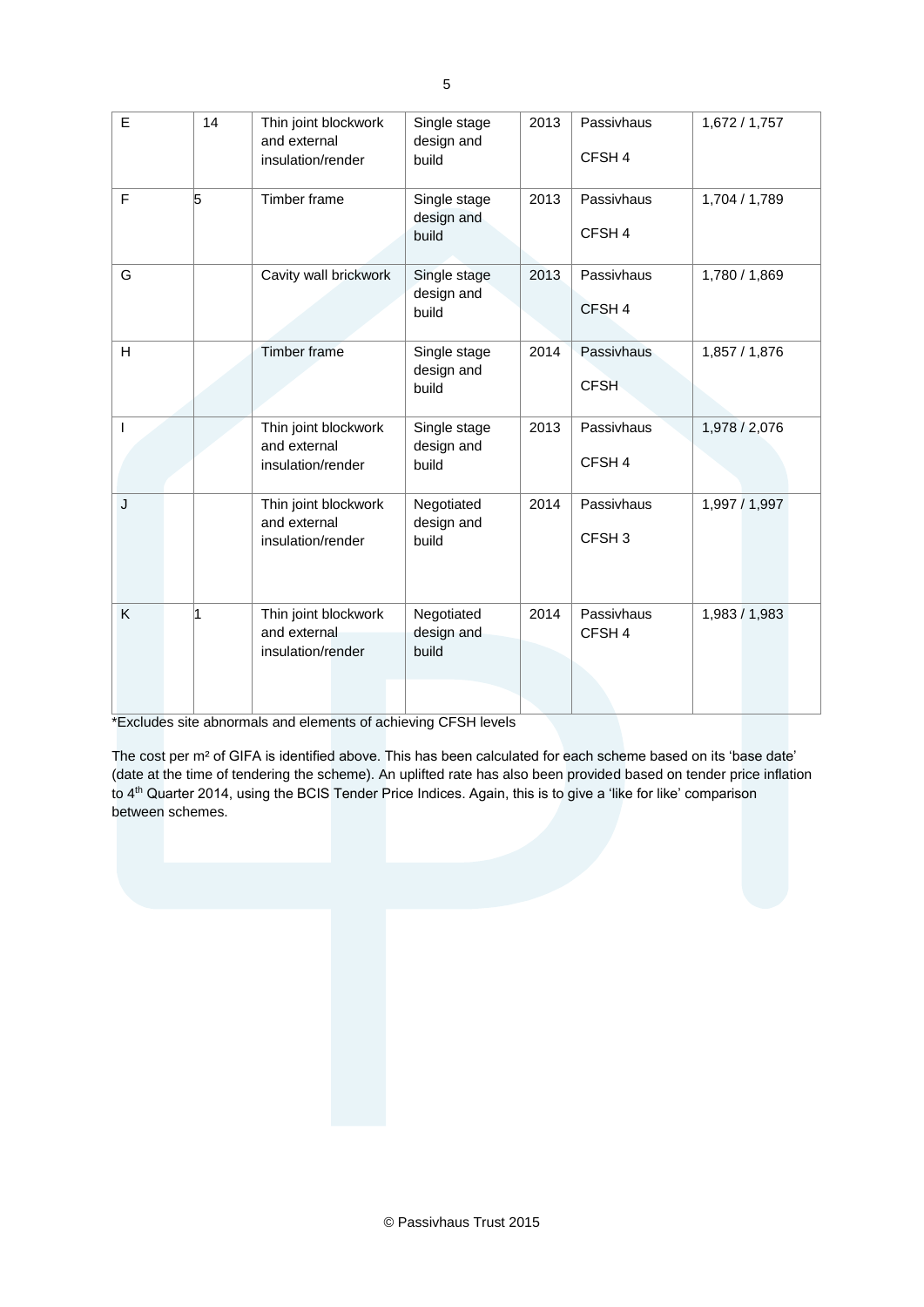| E | 14 | Thin joint blockwork and external insulation/render | Single stage design and build | 2013 | Passivhaus<br><br>CFSH 4 | 1,672 / 1,757 |
|---|---|---|---|---|---|---|
| F | 5 | Timber frame | Single stage design and build | 2013 | Passivhaus<br><br>CFSH 4 | 1,704 / 1,789 |
| G | | Cavity wall brickwork | Single stage design and build | 2013 | Passivhaus<br><br>CFSH 4 | 1,780 / 1,869 |
| H | | Timber frame | Single stage design and build | 2014 | Passivhaus<br><br>CFSH | 1,857 / 1,876 |
| I | | Thin joint blockwork and external insulation/render | Single stage design and build | 2013 | Passivhaus<br><br>CFSH 4 | 1,978 / 2,076 |
| J | | Thin joint blockwork and external insulation/render | Negotiated design and build | 2014 | Passivhaus<br><br>CFSH 3 | 1,997 / 1,997 |
| K | 1 | Thin joint blockwork and external insulation/render | Negotiated design and build | 2014 | Passivhaus<br>CFSH 4 | 1,983 / 1,983 |

*Excludes site abnormals and elements of achieving CFSH levels

The cost per m² of GIFA is identified above. This has been calculated for each scheme based on its 'base date' (date at the time of tendering the scheme). An uplifted rate has also been provided based on tender price inflation to 4th Quarter 2014, using the BCIS Tender Price Indices. Again, this is to give a 'like for like' comparison between schemes.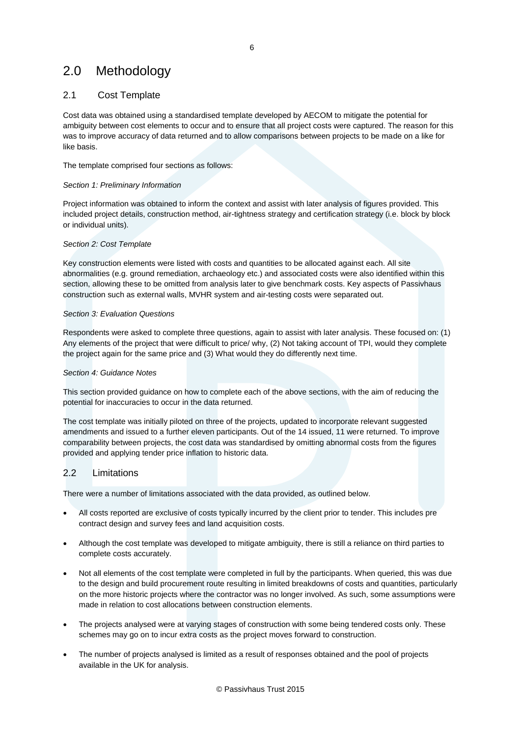# 2.0 Methodology

## 2.1 Cost Template

Cost data was obtained using a standardised template developed by AECOM to mitigate the potential for ambiguity between cost elements to occur and to ensure that all project costs were captured. The reason for this was to improve accuracy of data returned and to allow comparisons between projects to be made on a like for like basis.

The template comprised four sections as follows:

*Section 1: Preliminary Information*

Project information was obtained to inform the context and assist with later analysis of figures provided. This included project details, construction method, air-tightness strategy and certification strategy (i.e. block by block or individual units).

*Section 2: Cost Template*

Key construction elements were listed with costs and quantities to be allocated against each. All site abnormalities (e.g. ground remediation, archaeology etc.) and associated costs were also identified within this section, allowing these to be omitted from analysis later to give benchmark costs. Key aspects of Passivhaus construction such as external walls, MVHR system and air-testing costs were separated out.

*Section 3: Evaluation Questions*

Respondents were asked to complete three questions, again to assist with later analysis. These focused on: (1) Any elements of the project that were difficult to price/ why, (2) Not taking account of TPI, would they complete the project again for the same price and (3) What would they do differently next time.

*Section 4: Guidance Notes*

This section provided guidance on how to complete each of the above sections, with the aim of reducing the potential for inaccuracies to occur in the data returned.

The cost template was initially piloted on three of the projects, updated to incorporate relevant suggested amendments and issued to a further eleven participants. Out of the 14 issued, 11 were returned. To improve comparability between projects, the cost data was standardised by omitting abnormal costs from the figures provided and applying tender price inflation to historic data.

## 2.2 Limitations

There were a number of limitations associated with the data provided, as outlined below.

- All costs reported are exclusive of costs typically incurred by the client prior to tender. This includes pre contract design and survey fees and land acquisition costs.
- Although the cost template was developed to mitigate ambiguity, there is still a reliance on third parties to complete costs accurately.
- Not all elements of the cost template were completed in full by the participants. When queried, this was due to the design and build procurement route resulting in limited breakdowns of costs and quantities, particularly on the more historic projects where the contractor was no longer involved. As such, some assumptions were made in relation to cost allocations between construction elements.
- The projects analysed were at varying stages of construction with some being tendered costs only. These schemes may go on to incur extra costs as the project moves forward to construction.
- The number of projects analysed is limited as a result of responses obtained and the pool of projects available in the UK for analysis.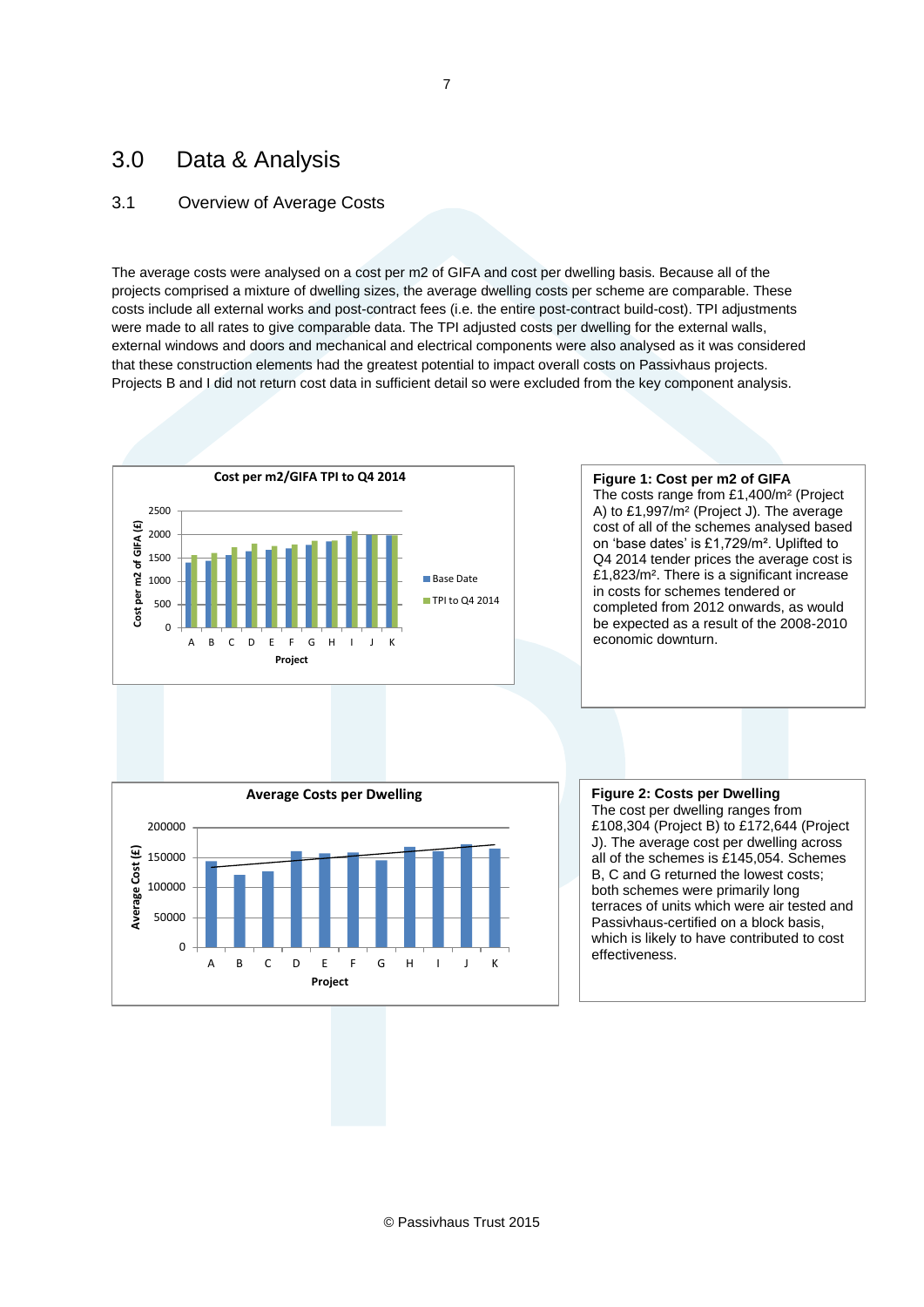# 3.0 Data & Analysis

## 3.1 Overview of Average Costs

The average costs were analysed on a cost per m2 of GIFA and cost per dwelling basis. Because all of the projects comprised a mixture of dwelling sizes, the average dwelling costs per scheme are comparable. These costs include all external works and post-contract fees (i.e. the entire post-contract build-cost). TPI adjustments were made to all rates to give comparable data. The TPI adjusted costs per dwelling for the external walls, external windows and doors and mechanical and electrical components were also analysed as it was considered that these construction elements had the greatest potential to impact overall costs on Passivhaus projects. Projects B and I did not return cost data in sufficient detail so were excluded from the key component analysis.

Cost per m2/GIFA TPI to Q4 2014

**Figure 1: Cost per m2 of GIFA**
The costs range from £1,400/m² (Project A) to £1,997/m² (Project J). The average cost of all of the schemes analysed based on 'base dates' is £1,729/m². Uplifted to Q4 2014 tender prices the average cost is £1,823/m². There is a significant increase in costs for schemes tendered or completed from 2012 onwards, as would be expected as a result of the 2008-2010 economic downturn.

Average Costs per Dwelling

**Figure 2: Costs per Dwelling**
The cost per dwelling ranges from £108,304 (Project B) to £172,644 (Project J). The average cost per dwelling across all of the schemes is £145,054. Schemes B, C and G returned the lowest costs; both schemes were primarily long terraces of units which were air tested and Passivhaus-certified on a block basis, which is likely to have contributed to cost effectiveness.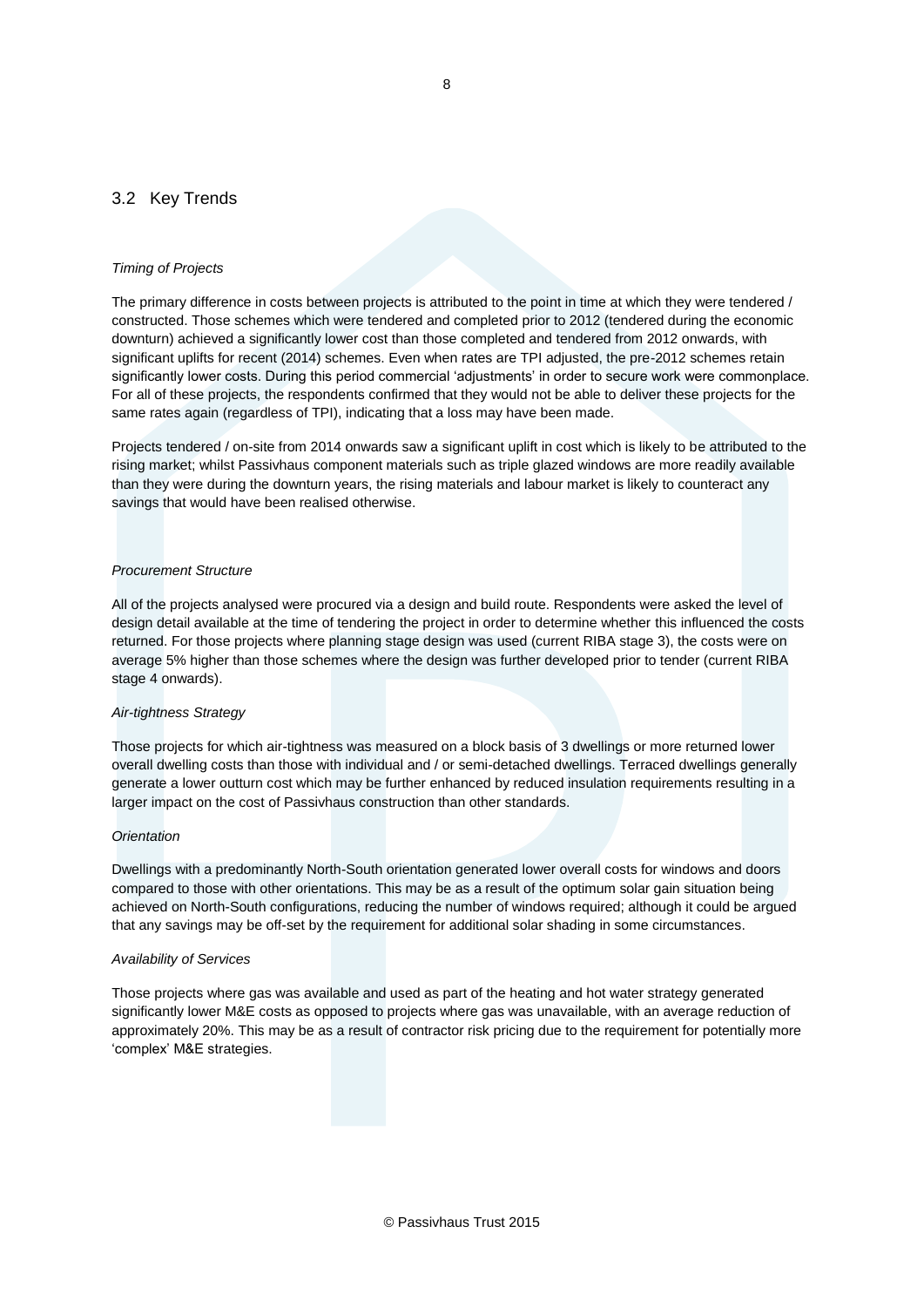## 3.2 Key Trends

*Timing of Projects*

The primary difference in costs between projects is attributed to the point in time at which they were tendered / constructed. Those schemes which were tendered and completed prior to 2012 (tendered during the economic downturn) achieved a significantly lower cost than those completed and tendered from 2012 onwards, with significant uplifts for recent (2014) schemes. Even when rates are TPI adjusted, the pre-2012 schemes retain significantly lower costs. During this period commercial 'adjustments' in order to secure work were commonplace. For all of these projects, the respondents confirmed that they would not be able to deliver these projects for the same rates again (regardless of TPI), indicating that a loss may have been made.

Projects tendered / on-site from 2014 onwards saw a significant uplift in cost which is likely to be attributed to the rising market; whilst Passivhaus component materials such as triple glazed windows are more readily available than they were during the downturn years, the rising materials and labour market is likely to counteract any savings that would have been realised otherwise.

*Procurement Structure*

All of the projects analysed were procured via a design and build route. Respondents were asked the level of design detail available at the time of tendering the project in order to determine whether this influenced the costs returned. For those projects where planning stage design was used (current RIBA stage 3), the costs were on average 5% higher than those schemes where the design was further developed prior to tender (current RIBA stage 4 onwards).

*Air-tightness Strategy*

Those projects for which air-tightness was measured on a block basis of 3 dwellings or more returned lower overall dwelling costs than those with individual and / or semi-detached dwellings. Terraced dwellings generally generate a lower outturn cost which may be further enhanced by reduced insulation requirements resulting in a larger impact on the cost of Passivhaus construction than other standards.

*Orientation*

Dwellings with a predominantly North-South orientation generated lower overall costs for windows and doors compared to those with other orientations. This may be as a result of the optimum solar gain situation being achieved on North-South configurations, reducing the number of windows required; although it could be argued that any savings may be off-set by the requirement for additional solar shading in some circumstances.

*Availability of Services*

Those projects where gas was available and used as part of the heating and hot water strategy generated significantly lower M&E costs as opposed to projects where gas was unavailable, with an average reduction of approximately 20%. This may be as a result of contractor risk pricing due to the requirement for potentially more 'complex' M&E strategies.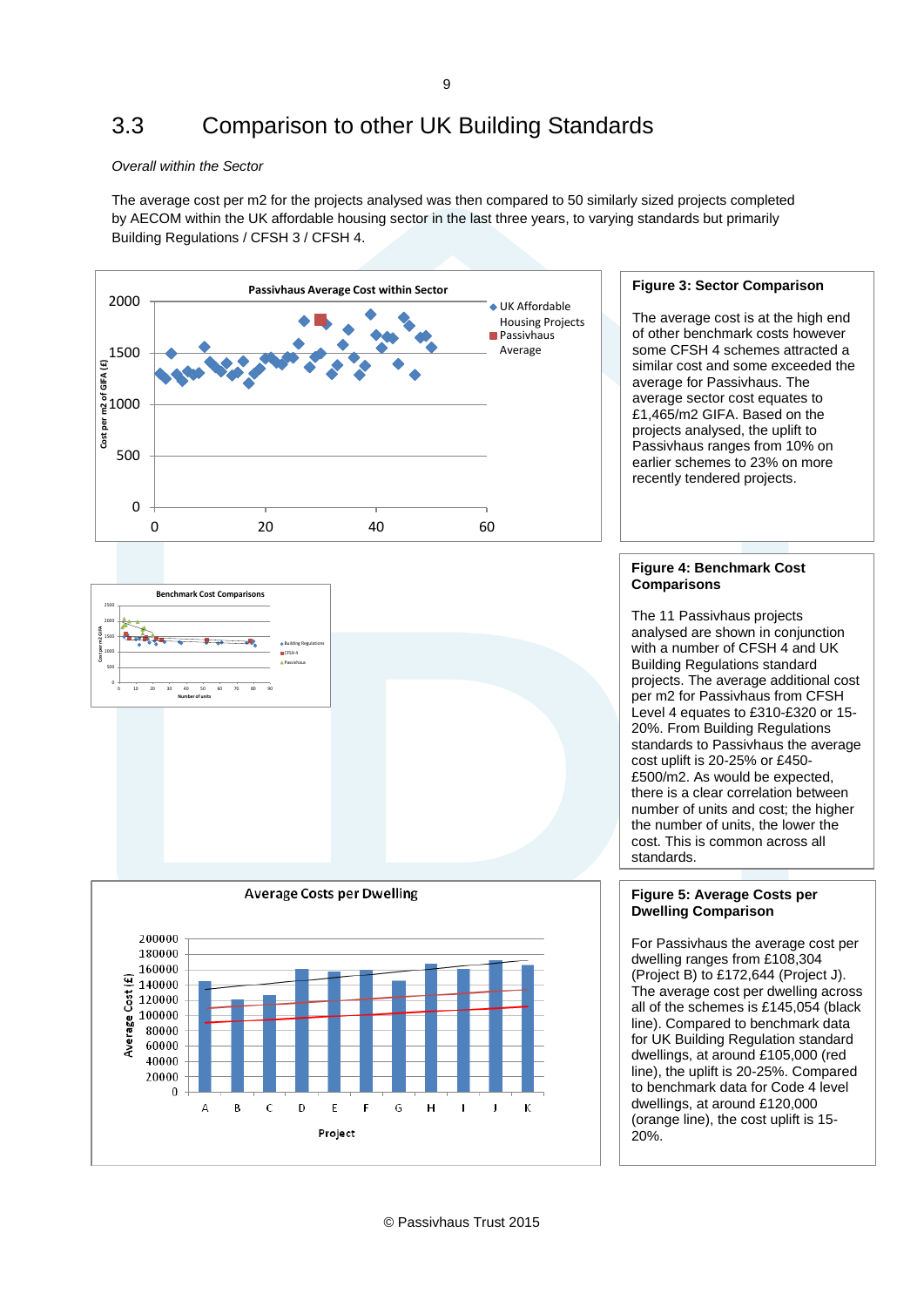## 3.3 Comparison to other UK Building Standards

*Overall within the Sector*

The average cost per m2 for the projects analysed was then compared to 50 similarly sized projects completed by AECOM within the UK affordable housing sector in the last three years, to varying standards but primarily Building Regulations / CFSH 3 / CFSH 4.

**Figure 3: Sector Comparison**

The average cost is at the high end of other benchmark costs however some CFSH 4 schemes attracted a similar cost and some exceeded the average for Passivhaus. The average sector cost equates to £1,465/m2 GIFA. Based on the projects analysed, the uplift to Passivhaus ranges from 10% on earlier schemes to 23% on more recently tendered projects.

**Figure 4: Benchmark Cost Comparisons**

The 11 Passivhaus projects analysed are shown in conjunction with a number of CFSH 4 and UK Building Regulations standard projects. The average additional cost per m2 for Passivhaus from CFSH Level 4 equates to £310-£320 or 15-20%. From Building Regulations standards to Passivhaus the average cost uplift is 20-25% or £450-£500/m2. As would be expected, there is a clear correlation between number of units and cost; the higher the number of units, the lower the cost. This is common across all standards.

**Figure 5: Average Costs per Dwelling Comparison**

For Passivhaus the average cost per dwelling ranges from £108,304 (Project B) to £172,644 (Project J). The average cost per dwelling across all of the schemes is £145,054 (black line). Compared to benchmark data for UK Building Regulation standard dwellings, at around £105,000 (red line), the uplift is 20-25%. Compared to benchmark data for Code 4 level dwellings, at around £120,000 (orange line), the cost uplift is 15-20%.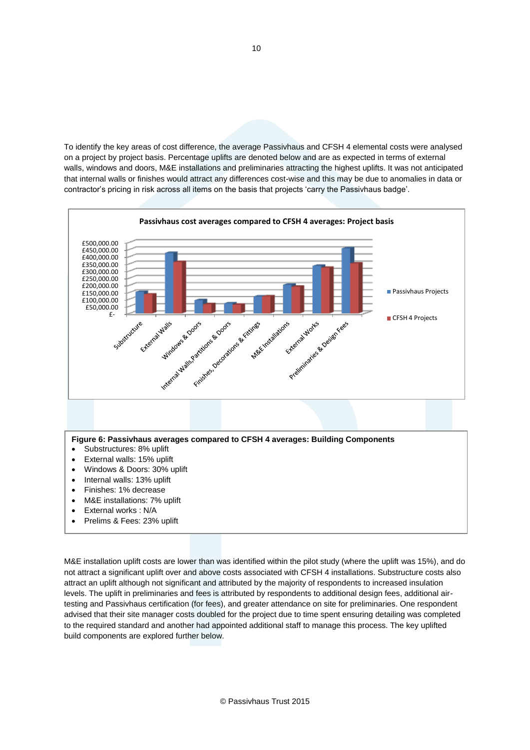To identify the key areas of cost difference, the average Passivhaus and CFSH 4 elemental costs were analysed on a project by project basis. Percentage uplifts are denoted below and are as expected in terms of external walls, windows and doors, M&E installations and preliminaries attracting the highest uplifts. It was not anticipated that internal walls or finishes would attract any differences cost-wise and this may be due to anomalies in data or contractor's pricing in risk across all items on the basis that projects 'carry the Passivhaus badge'.

**Passivhaus cost averages compared to CFSH 4 averages: Project basis**

**Figure 6: Passivhaus averages compared to CFSH 4 averages: Building Components**

- Substructures: 8% uplift
- External walls: 15% uplift
- Windows & Doors: 30% uplift
- Internal walls: 13% uplift
- Finishes: 1% decrease
- M&E installations: 7% uplift
- External works : N/A
- Prelims & Fees: 23% uplift

M&E installation uplift costs are lower than was identified within the pilot study (where the uplift was 15%), and do not attract a significant uplift over and above costs associated with CFSH 4 installations. Substructure costs also attract an uplift although not significant and attributed by the majority of respondents to increased insulation levels. The uplift in preliminaries and fees is attributed by respondents to additional design fees, additional air-testing and Passivhaus certification (for fees), and greater attendance on site for preliminaries. One respondent advised that their site manager costs doubled for the project due to time spent ensuring detailing was completed to the required standard and another had appointed additional staff to manage this process. The key uplifted build components are explored further below.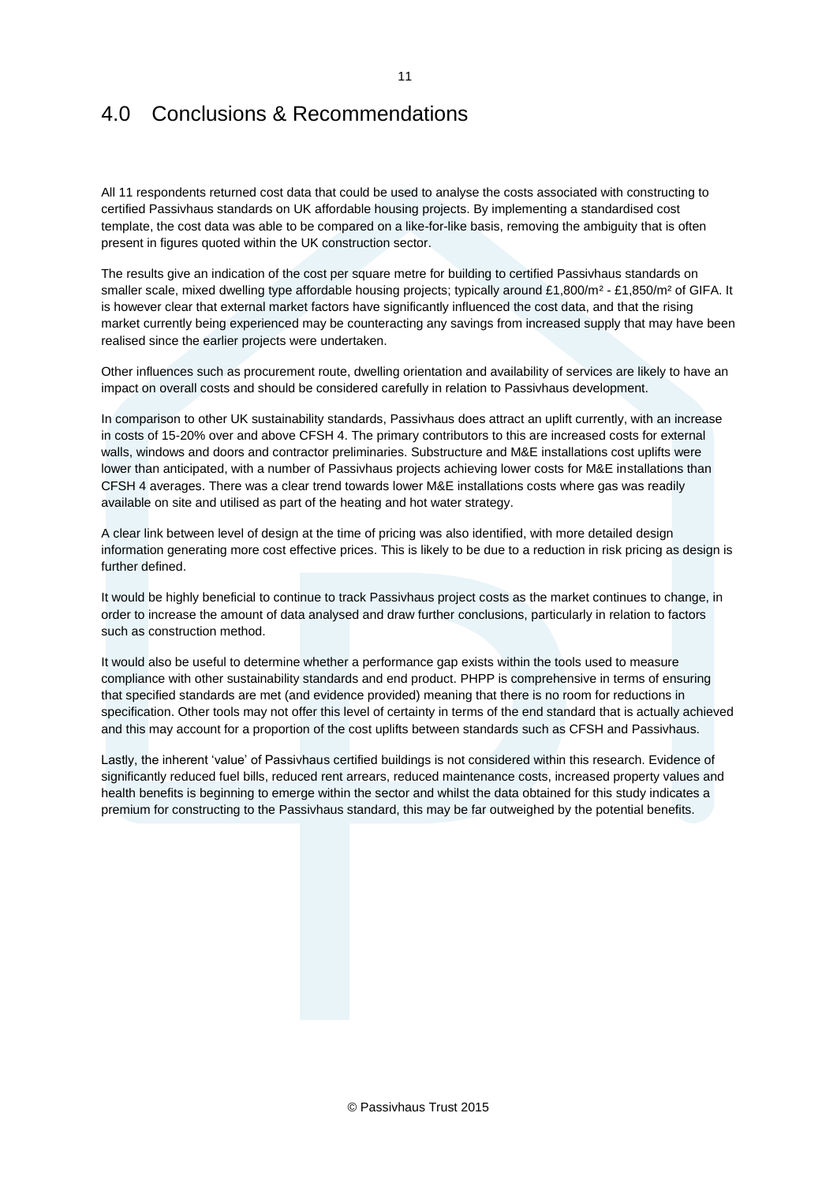# 4.0 Conclusions & Recommendations

All 11 respondents returned cost data that could be used to analyse the costs associated with constructing to certified Passivhaus standards on UK affordable housing projects. By implementing a standardised cost template, the cost data was able to be compared on a like-for-like basis, removing the ambiguity that is often present in figures quoted within the UK construction sector.

The results give an indication of the cost per square metre for building to certified Passivhaus standards on smaller scale, mixed dwelling type affordable housing projects; typically around £1,800/m² - £1,850/m² of GIFA. It is however clear that external market factors have significantly influenced the cost data, and that the rising market currently being experienced may be counteracting any savings from increased supply that may have been realised since the earlier projects were undertaken.

Other influences such as procurement route, dwelling orientation and availability of services are likely to have an impact on overall costs and should be considered carefully in relation to Passivhaus development.

In comparison to other UK sustainability standards, Passivhaus does attract an uplift currently, with an increase in costs of 15-20% over and above CFSH 4. The primary contributors to this are increased costs for external walls, windows and doors and contractor preliminaries. Substructure and M&E installations cost uplifts were lower than anticipated, with a number of Passivhaus projects achieving lower costs for M&E installations than CFSH 4 averages. There was a clear trend towards lower M&E installations costs where gas was readily available on site and utilised as part of the heating and hot water strategy.

A clear link between level of design at the time of pricing was also identified, with more detailed design information generating more cost effective prices. This is likely to be due to a reduction in risk pricing as design is further defined.

It would be highly beneficial to continue to track Passivhaus project costs as the market continues to change, in order to increase the amount of data analysed and draw further conclusions, particularly in relation to factors such as construction method.

It would also be useful to determine whether a performance gap exists within the tools used to measure compliance with other sustainability standards and end product. PHPP is comprehensive in terms of ensuring that specified standards are met (and evidence provided) meaning that there is no room for reductions in specification. Other tools may not offer this level of certainty in terms of the end standard that is actually achieved and this may account for a proportion of the cost uplifts between standards such as CFSH and Passivhaus.

Lastly, the inherent 'value' of Passivhaus certified buildings is not considered within this research. Evidence of significantly reduced fuel bills, reduced rent arrears, reduced maintenance costs, increased property values and health benefits is beginning to emerge within the sector and whilst the data obtained for this study indicates a premium for constructing to the Passivhaus standard, this may be far outweighed by the potential benefits.